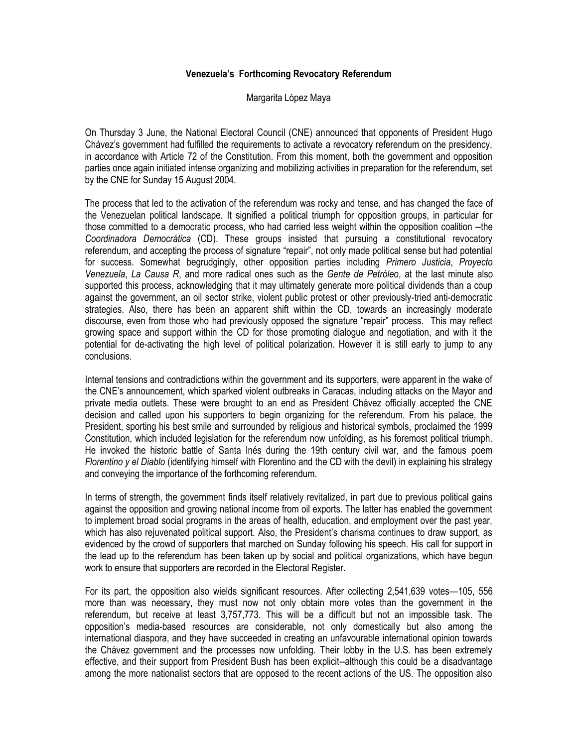# Venezuela's Forthcoming Revocatory Referendum

Margarita López Maya

On Thursday 3 June, the National Electoral Council (CNE) announced that opponents of President Hugo Chávez's government had fulfilled the requirements to activate a revocatory referendum on the presidency, in accordance with Article 72 of the Constitution. From this moment, both the government and opposition parties once again initiated intense organizing and mobilizing activities in preparation for the referendum, set by the CNE for Sunday 15 August 2004.

The process that led to the activation of the referendum was rocky and tense, and has changed the face of the Venezuelan political landscape. It signified a political triumph for opposition groups, in particular for those committed to a democratic process, who had carried less weight within the opposition coalition --the *Coordinadora Democrática* (CD). These groups insisted that pursuing a constitutional revocatory referendum, and accepting the process of signature "repair", not only made political sense but had potential for success. Somewhat begrudgingly, other opposition parties including *Primero Justicia*, *Proyecto Venezuela*, *La Causa R*, and more radical ones such as the *Gente de Petróleo*, at the last minute also supported this process, acknowledging that it may ultimately generate more political dividends than a coup against the government, an oil sector strike, violent public protest or other previously-tried anti-democratic strategies. Also, there has been an apparent shift within the CD, towards an increasingly moderate discourse, even from those who had previously opposed the signature "repair" process. This may reflect growing space and support within the CD for those promoting dialogue and negotiation, and with it the potential for de-activating the high level of political polarization. However it is still early to jump to any conclusions.

Internal tensions and contradictions within the government and its supporters, were apparent in the wake of the CNE's announcement, which sparked violent outbreaks in Caracas, including attacks on the Mayor and private media outlets. These were brought to an end as President Chávez officially accepted the CNE decision and called upon his supporters to begin organizing for the referendum. From his palace, the President, sporting his best smile and surrounded by religious and historical symbols, proclaimed the 1999 Constitution, which included legislation for the referendum now unfolding, as his foremost political triumph. He invoked the historic battle of Santa Inés during the 19th century civil war, and the famous poem *Florentino y el Diablo* (identifying himself with Florentino and the CD with the devil) in explaining his strategy and conveying the importance of the forthcoming referendum.

In terms of strength, the government finds itself relatively revitalized, in part due to previous political gains against the opposition and growing national income from oil exports. The latter has enabled the government to implement broad social programs in the areas of health, education, and employment over the past year, which has also rejuvenated political support. Also, the President's charisma continues to draw support, as evidenced by the crowd of supporters that marched on Sunday following his speech. His call for support in the lead up to the referendum has been taken up by social and political organizations, which have begun work to ensure that supporters are recorded in the Electoral Register.

For its part, the opposition also wields significant resources. After collecting 2,541,639 votes—105, 556 more than was necessary, they must now not only obtain more votes than the government in the referendum, but receive at least 3,757,773. This will be a difficult but not an impossible task. The opposition's media-based resources are considerable, not only domestically but also among the international diaspora, and they have succeeded in creating an unfavourable international opinion towards the Chávez government and the processes now unfolding. Their lobby in the U.S. has been extremely effective, and their support from President Bush has been explicit--although this could be a disadvantage among the more nationalist sectors that are opposed to the recent actions of the US. The opposition also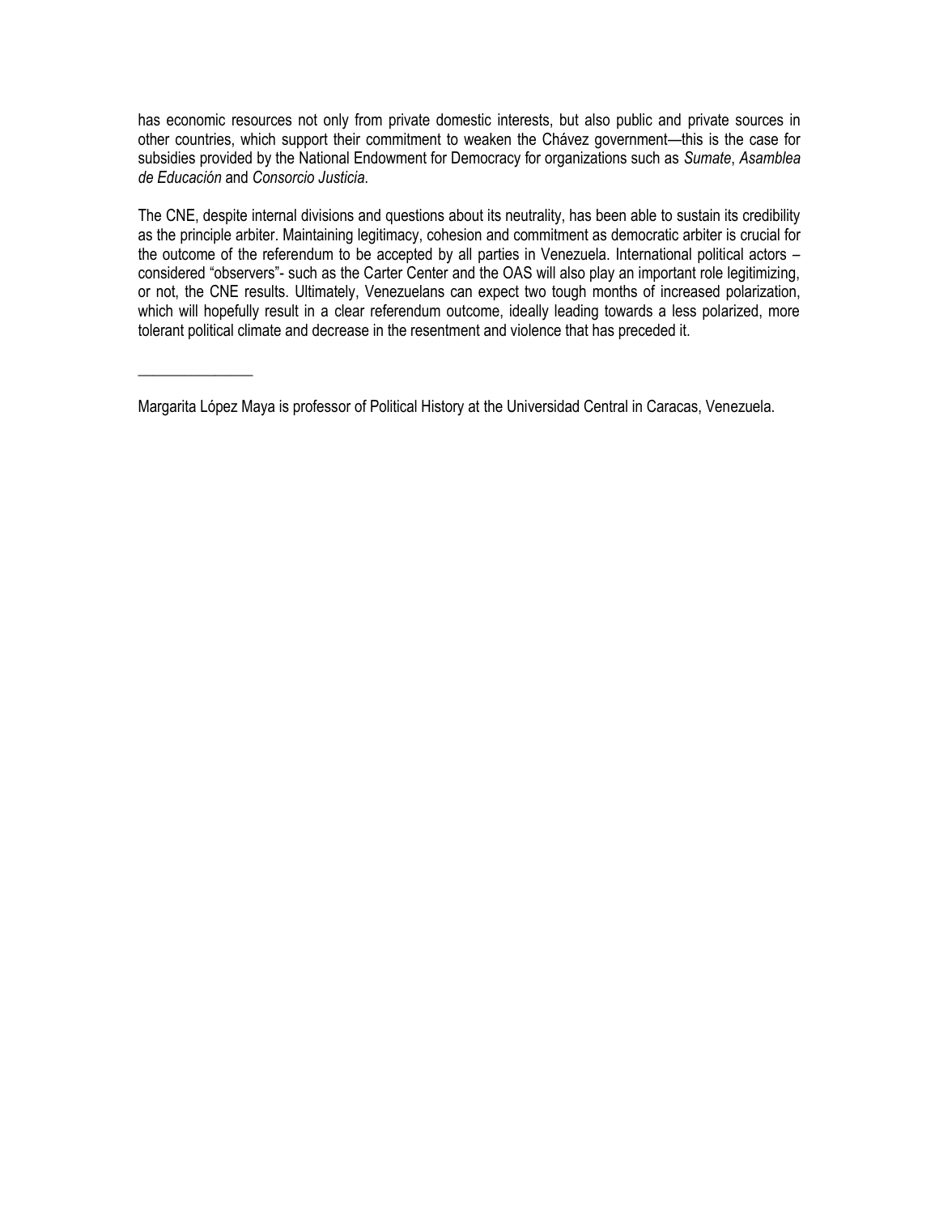has economic resources not only from private domestic interests, but also public and private sources in other countries, which support their commitment to weaken the Chávez government—this is the case for subsidies provided by the National Endowment for Democracy for organizations such as *Sumate*, *Asamblea de Educación* and *Consorcio Justicia*.

The CNE, despite internal divisions and questions about its neutrality, has been able to sustain its credibility as the principle arbiter. Maintaining legitimacy, cohesion and commitment as democratic arbiter is crucial for the outcome of the referendum to be accepted by all parties in Venezuela. International political actors – considered "observers"- such as the Carter Center and the OAS will also play an important role legitimizing, or not, the CNE results. Ultimately, Venezuelans can expect two tough months of increased polarization, which will hopefully result in a clear referendum outcome, ideally leading towards a less polarized, more tolerant political climate and decrease in the resentment and violence that has preceded it.

---

Margarita López Maya is professor of Political History at the Universidad Central in Caracas, Venezuela.